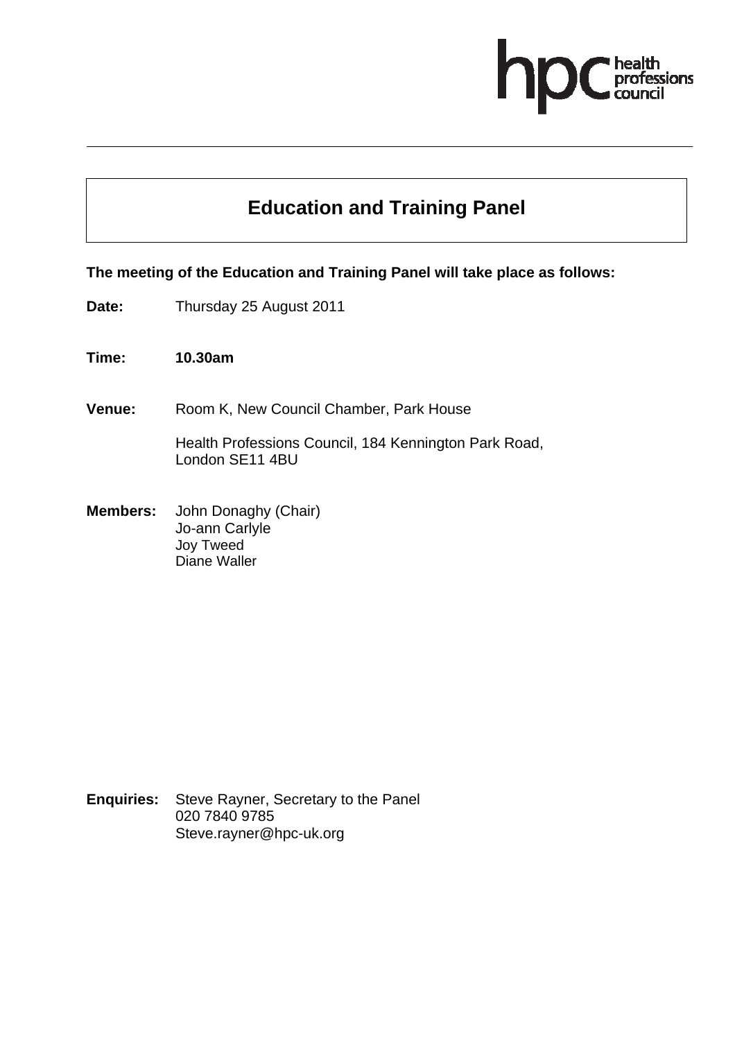# Education and Training Panel

**The meeting of the Education and Training Panel will take place as follows:**

**Date:** Thursday 25 August 2011

**Time:** **10.30am**

**Venue:** Room K, New Council Chamber, Park House

Health Professions Council, 184 Kennington Park Road,
London SE11 4BU

**Members:** John Donaghy (Chair)
Jo-ann Carlyle
Joy Tweed
Diane Waller

**Enquiries:** Steve Rayner, Secretary to the Panel
020 7840 9785
Steve.rayner@hpc-uk.org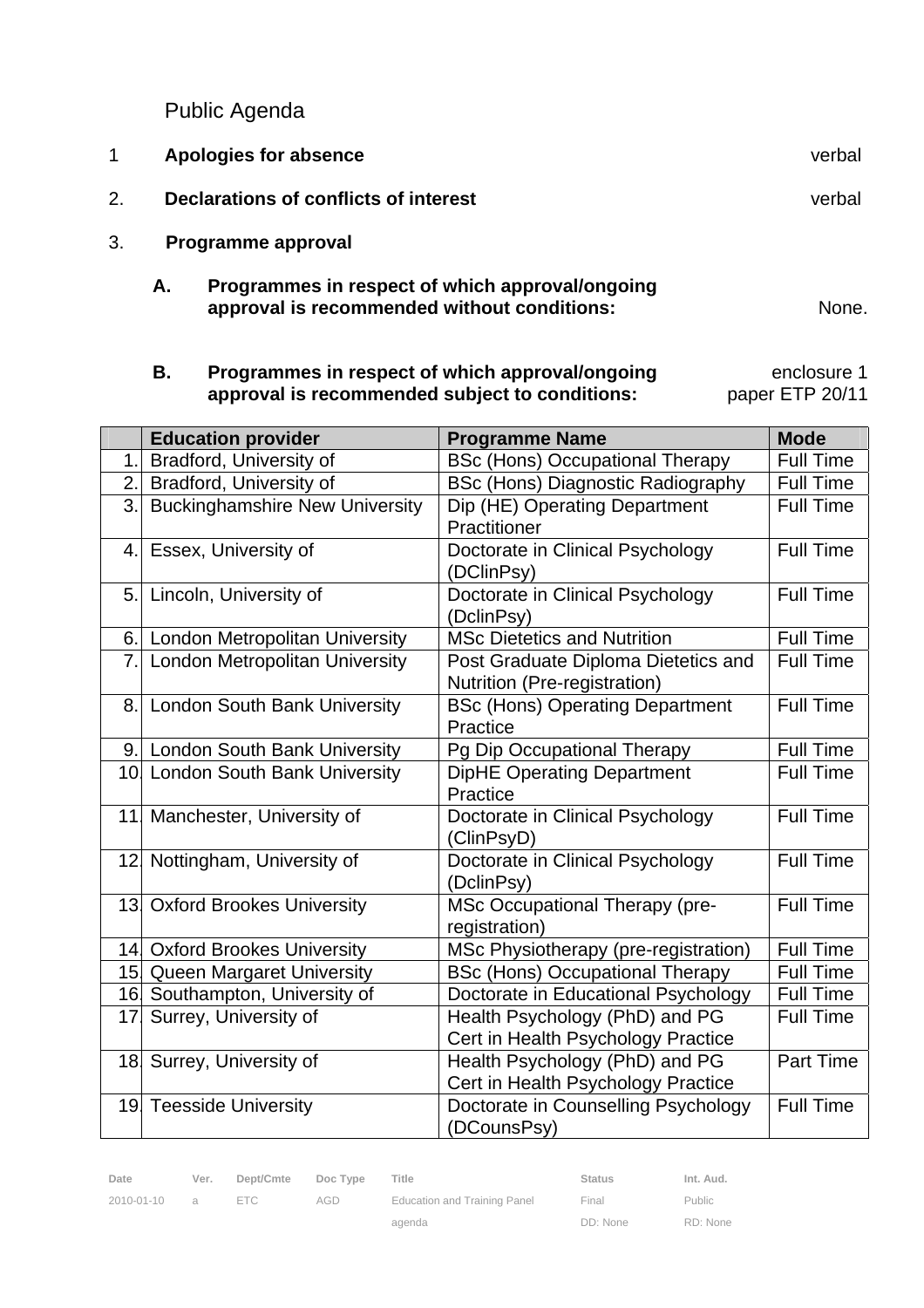Public Agenda

1 **Apologies for absence** verbal

2. **Declarations of conflicts of interest** verbal

3. **Programme approval**

A. **Programmes in respect of which approval/ongoing approval is recommended without conditions:** None.

B. **Programmes in respect of which approval/ongoing approval is recommended subject to conditions:** enclosure 1 paper ETP 20/11

| | Education provider | Programme Name | Mode |
|---|---|---|---|
| 1. | Bradford, University of | BSc (Hons) Occupational Therapy | Full Time |
| 2. | Bradford, University of | BSc (Hons) Diagnostic Radiography | Full Time |
| 3. | Buckinghamshire New University | Dip (HE) Operating Department Practitioner | Full Time |
| 4. | Essex, University of | Doctorate in Clinical Psychology (DClinPsy) | Full Time |
| 5. | Lincoln, University of | Doctorate in Clinical Psychology (DclinPsy) | Full Time |
| 6. | London Metropolitan University | MSc Dietetics and Nutrition | Full Time |
| 7. | London Metropolitan University | Post Graduate Diploma Dietetics and Nutrition (Pre-registration) | Full Time |
| 8. | London South Bank University | BSc (Hons) Operating Department Practice | Full Time |
| 9. | London South Bank University | Pg Dip Occupational Therapy | Full Time |
| 10. | London South Bank University | DipHE Operating Department Practice | Full Time |
| 11. | Manchester, University of | Doctorate in Clinical Psychology (ClinPsyD) | Full Time |
| 12. | Nottingham, University of | Doctorate in Clinical Psychology (DclinPsy) | Full Time |
| 13. | Oxford Brookes University | MSc Occupational Therapy (pre-registration) | Full Time |
| 14. | Oxford Brookes University | MSc Physiotherapy (pre-registration) | Full Time |
| 15. | Queen Margaret University | BSc (Hons) Occupational Therapy | Full Time |
| 16. | Southampton, University of | Doctorate in Educational Psychology | Full Time |
| 17. | Surrey, University of | Health Psychology (PhD) and PG Cert in Health Psychology Practice | Full Time |
| 18. | Surrey, University of | Health Psychology (PhD) and PG Cert in Health Psychology Practice | Part Time |
| 19. | Teesside University | Doctorate in Counselling Psychology (DCounsPsy) | Full Time |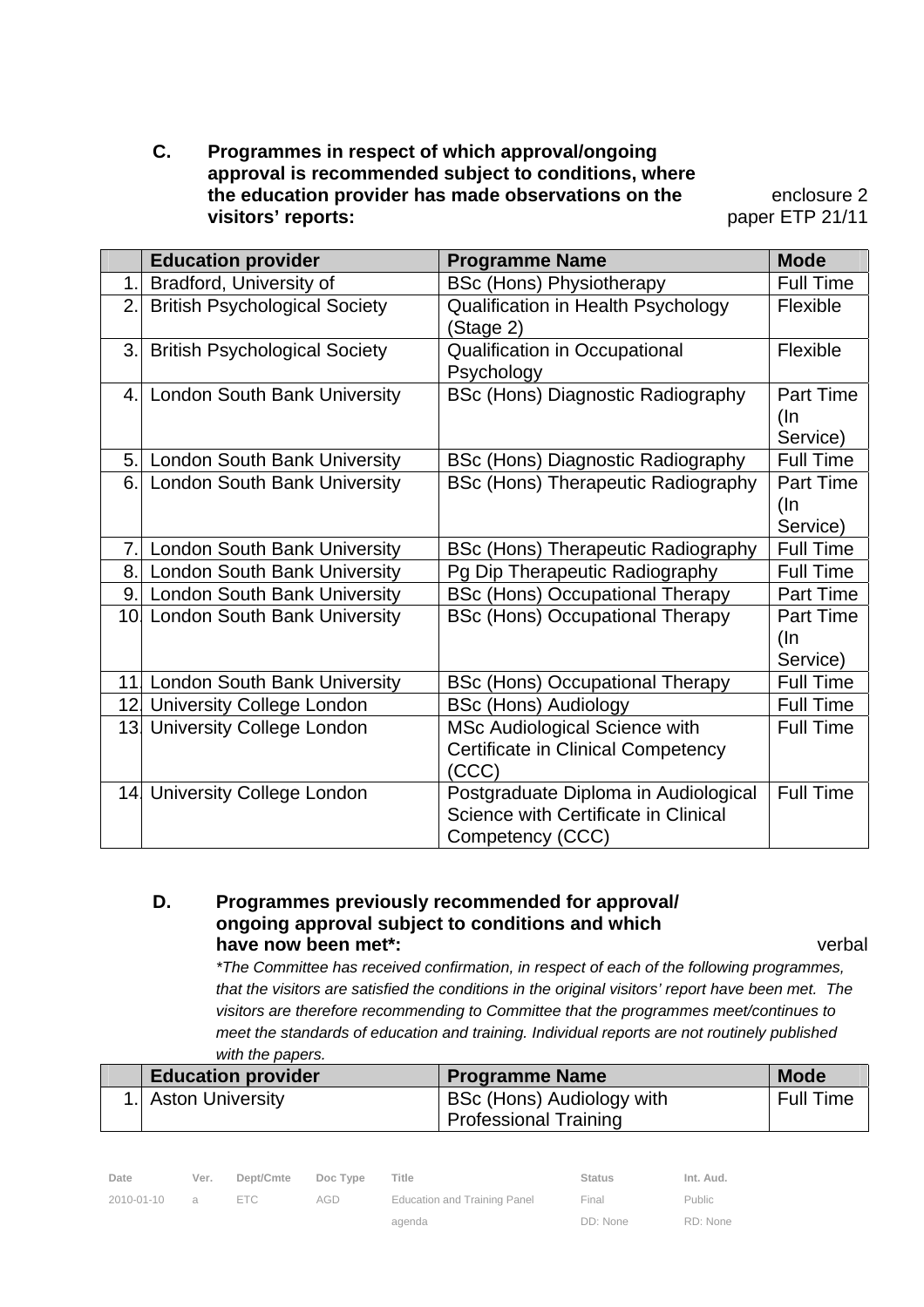### C. Programmes in respect of which approval/ongoing approval is recommended subject to conditions, where the education provider has made observations on the visitors' reports:

enclosure 2
paper ETP 21/11

| | Education provider | Programme Name | Mode |
|---|---|---|---|
| 1. | Bradford, University of | BSc (Hons) Physiotherapy | Full Time |
| 2. | British Psychological Society | Qualification in Health Psychology (Stage 2) | Flexible |
| 3. | British Psychological Society | Qualification in Occupational Psychology | Flexible |
| 4. | London South Bank University | BSc (Hons) Diagnostic Radiography | Part Time (In Service) |
| 5. | London South Bank University | BSc (Hons) Diagnostic Radiography | Full Time |
| 6. | London South Bank University | BSc (Hons) Therapeutic Radiography | Part Time (In Service) |
| 7. | London South Bank University | BSc (Hons) Therapeutic Radiography | Full Time |
| 8. | London South Bank University | Pg Dip Therapeutic Radiography | Full Time |
| 9. | London South Bank University | BSc (Hons) Occupational Therapy | Part Time |
| 10. | London South Bank University | BSc (Hons) Occupational Therapy | Part Time (In Service) |
| 11. | London South Bank University | BSc (Hons) Occupational Therapy | Full Time |
| 12. | University College London | BSc (Hons) Audiology | Full Time |
| 13. | University College London | MSc Audiological Science with Certificate in Clinical Competency (CCC) | Full Time |
| 14. | University College London | Postgraduate Diploma in Audiological Science with Certificate in Clinical Competency (CCC) | Full Time |

### D. Programmes previously recommended for approval/ ongoing approval subject to conditions and which have now been met*:

verbal

*\*The Committee has received confirmation, in respect of each of the following programmes, that the visitors are satisfied the conditions in the original visitors' report have been met. The visitors are therefore recommending to Committee that the programmes meet/continues to meet the standards of education and training. Individual reports are not routinely published with the papers.*

| | Education provider | Programme Name | Mode |
|---|---|---|---|
| 1. | Aston University | BSc (Hons) Audiology with Professional Training | Full Time |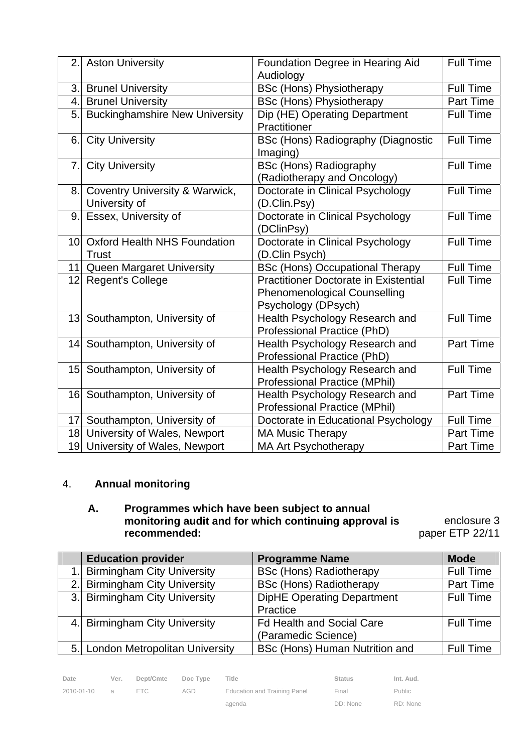| | | | |
|---|---|---|---|
| 2. | Aston University | Foundation Degree in Hearing Aid Audiology | Full Time |
| 3. | Brunel University | BSc (Hons) Physiotherapy | Full Time |
| 4. | Brunel University | BSc (Hons) Physiotherapy | Part Time |
| 5. | Buckinghamshire New University | Dip (HE) Operating Department Practitioner | Full Time |
| 6. | City University | BSc (Hons) Radiography (Diagnostic Imaging) | Full Time |
| 7. | City University | BSc (Hons) Radiography (Radiotherapy and Oncology) | Full Time |
| 8. | Coventry University & Warwick, University of | Doctorate in Clinical Psychology (D.Clin.Psy) | Full Time |
| 9. | Essex, University of | Doctorate in Clinical Psychology (DClinPsy) | Full Time |
| 10. | Oxford Health NHS Foundation Trust | Doctorate in Clinical Psychology (D.Clin Psych) | Full Time |
| 11. | Queen Margaret University | BSc (Hons) Occupational Therapy | Full Time |
| 12. | Regent's College | Practitioner Doctorate in Existential Phenomenological Counselling Psychology (DPsych) | Full Time |
| 13. | Southampton, University of | Health Psychology Research and Professional Practice (PhD) | Full Time |
| 14. | Southampton, University of | Health Psychology Research and Professional Practice (PhD) | Part Time |
| 15. | Southampton, University of | Health Psychology Research and Professional Practice (MPhil) | Full Time |
| 16. | Southampton, University of | Health Psychology Research and Professional Practice (MPhil) | Part Time |
| 17. | Southampton, University of | Doctorate in Educational Psychology | Full Time |
| 18. | University of Wales, Newport | MA Music Therapy | Part Time |
| 19. | University of Wales, Newport | MA Art Psychotherapy | Part Time |

## 4. Annual monitoring

### A. Programmes which have been subject to annual monitoring audit and for which continuing approval is recommended:

enclosure 3
paper ETP 22/11

| | Education provider | Programme Name | Mode |
|---|---|---|---|
| 1. | Birmingham City University | BSc (Hons) Radiotherapy | Full Time |
| 2. | Birmingham City University | BSc (Hons) Radiotherapy | Part Time |
| 3. | Birmingham City University | DipHE Operating Department Practice | Full Time |
| 4. | Birmingham City University | Fd Health and Social Care (Paramedic Science) | Full Time |
| 5. | London Metropolitan University | BSc (Hons) Human Nutrition and | Full Time |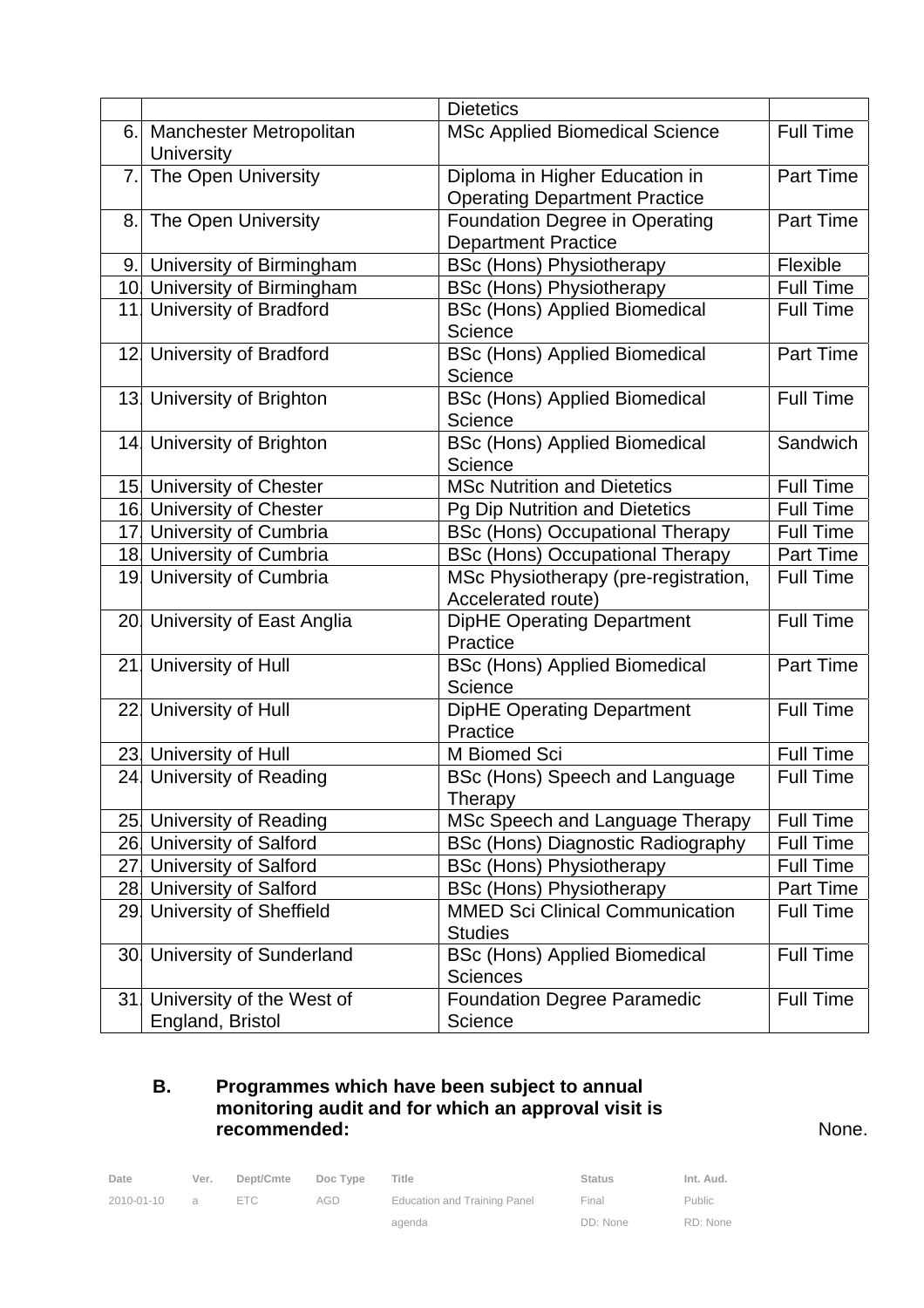| | | Dietetics | |
|---|---|---|---|
| 6. | Manchester Metropolitan University | MSc Applied Biomedical Science | Full Time |
| 7. | The Open University | Diploma in Higher Education in Operating Department Practice | Part Time |
| 8. | The Open University | Foundation Degree in Operating Department Practice | Part Time |
| 9. | University of Birmingham | BSc (Hons) Physiotherapy | Flexible |
| 10. | University of Birmingham | BSc (Hons) Physiotherapy | Full Time |
| 11. | University of Bradford | BSc (Hons) Applied Biomedical Science | Full Time |
| 12. | University of Bradford | BSc (Hons) Applied Biomedical Science | Part Time |
| 13. | University of Brighton | BSc (Hons) Applied Biomedical Science | Full Time |
| 14. | University of Brighton | BSc (Hons) Applied Biomedical Science | Sandwich |
| 15. | University of Chester | MSc Nutrition and Dietetics | Full Time |
| 16. | University of Chester | Pg Dip Nutrition and Dietetics | Full Time |
| 17. | University of Cumbria | BSc (Hons) Occupational Therapy | Full Time |
| 18. | University of Cumbria | BSc (Hons) Occupational Therapy | Part Time |
| 19. | University of Cumbria | MSc Physiotherapy (pre-registration, Accelerated route) | Full Time |
| 20. | University of East Anglia | DipHE Operating Department Practice | Full Time |
| 21. | University of Hull | BSc (Hons) Applied Biomedical Science | Part Time |
| 22. | University of Hull | DipHE Operating Department Practice | Full Time |
| 23. | University of Hull | M Biomed Sci | Full Time |
| 24. | University of Reading | BSc (Hons) Speech and Language Therapy | Full Time |
| 25. | University of Reading | MSc Speech and Language Therapy | Full Time |
| 26. | University of Salford | BSc (Hons) Diagnostic Radiography | Full Time |
| 27. | University of Salford | BSc (Hons) Physiotherapy | Full Time |
| 28. | University of Salford | BSc (Hons) Physiotherapy | Part Time |
| 29. | University of Sheffield | MMED Sci Clinical Communication Studies | Full Time |
| 30. | University of Sunderland | BSc (Hons) Applied Biomedical Sciences | Full Time |
| 31. | University of the West of England, Bristol | Foundation Degree Paramedic Science | Full Time |

**B. Programmes which have been subject to annual monitoring audit and for which an approval visit is recommended:** None.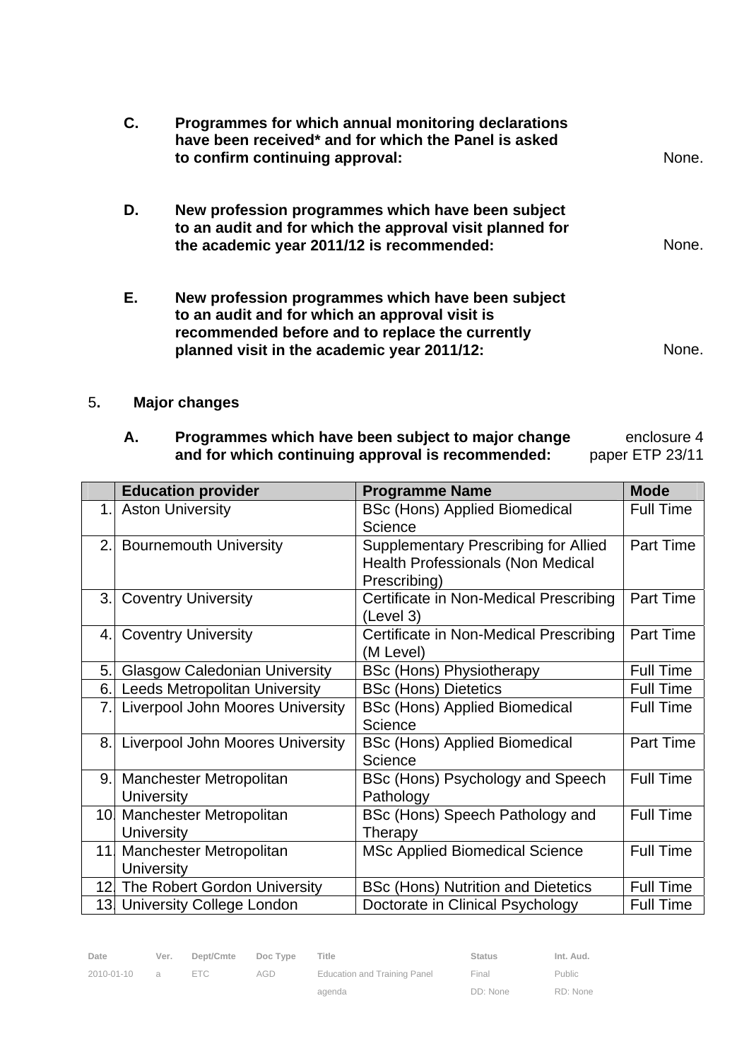**C. Programmes for which annual monitoring declarations have been received* and for which the Panel is asked to confirm continuing approval:** None.

**D. New profession programmes which have been subject to an audit and for which the approval visit planned for the academic year 2011/12 is recommended:** None.

**E. New profession programmes which have been subject to an audit and for which an approval visit is recommended before and to replace the currently planned visit in the academic year 2011/12:** None.

## 5. Major changes

**A. Programmes which have been subject to major change and for which continuing approval is recommended:** enclosure 4 paper ETP 23/11

| | Education provider | Programme Name | Mode |
|---|---|---|---|
| 1. | Aston University | BSc (Hons) Applied Biomedical Science | Full Time |
| 2. | Bournemouth University | Supplementary Prescribing for Allied Health Professionals (Non Medical Prescribing) | Part Time |
| 3. | Coventry University | Certificate in Non-Medical Prescribing (Level 3) | Part Time |
| 4. | Coventry University | Certificate in Non-Medical Prescribing (M Level) | Part Time |
| 5. | Glasgow Caledonian University | BSc (Hons) Physiotherapy | Full Time |
| 6. | Leeds Metropolitan University | BSc (Hons) Dietetics | Full Time |
| 7. | Liverpool John Moores University | BSc (Hons) Applied Biomedical Science | Full Time |
| 8. | Liverpool John Moores University | BSc (Hons) Applied Biomedical Science | Part Time |
| 9. | Manchester Metropolitan University | BSc (Hons) Psychology and Speech Pathology | Full Time |
| 10. | Manchester Metropolitan University | BSc (Hons) Speech Pathology and Therapy | Full Time |
| 11. | Manchester Metropolitan University | MSc Applied Biomedical Science | Full Time |
| 12. | The Robert Gordon University | BSc (Hons) Nutrition and Dietetics | Full Time |
| 13. | University College London | Doctorate in Clinical Psychology | Full Time |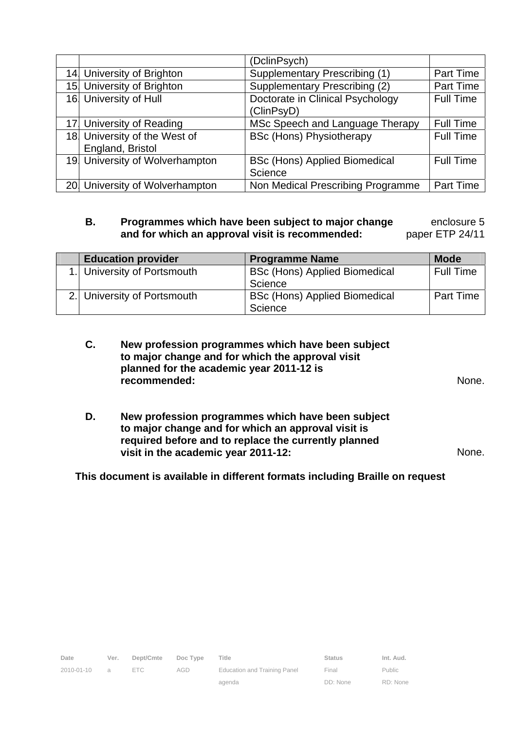| | | | |
|---|---|---|---|
| | | (DclinPsych) | |
| 14. | University of Brighton | Supplementary Prescribing (1) | Part Time |
| 15. | University of Brighton | Supplementary Prescribing (2) | Part Time |
| 16. | University of Hull | Doctorate in Clinical Psychology (ClinPsyD) | Full Time |
| 17. | University of Reading | MSc Speech and Language Therapy | Full Time |
| 18. | University of the West of England, Bristol | BSc (Hons) Physiotherapy | Full Time |
| 19. | University of Wolverhampton | BSc (Hons) Applied Biomedical Science | Full Time |
| 20. | University of Wolverhampton | Non Medical Prescribing Programme | Part Time |

**B. Programmes which have been subject to major change and for which an approval visit is recommended:** enclosure 5 paper ETP 24/11

| | Education provider | Programme Name | Mode |
|---|---|---|---|
| 1. | University of Portsmouth | BSc (Hons) Applied Biomedical Science | Full Time |
| 2. | University of Portsmouth | BSc (Hons) Applied Biomedical Science | Part Time |

**C. New profession programmes which have been subject to major change and for which the approval visit planned for the academic year 2011-12 is recommended:** None.

**D. New profession programmes which have been subject to major change and for which an approval visit is required before and to replace the currently planned visit in the academic year 2011-12:** None.

**This document is available in different formats including Braille on request**